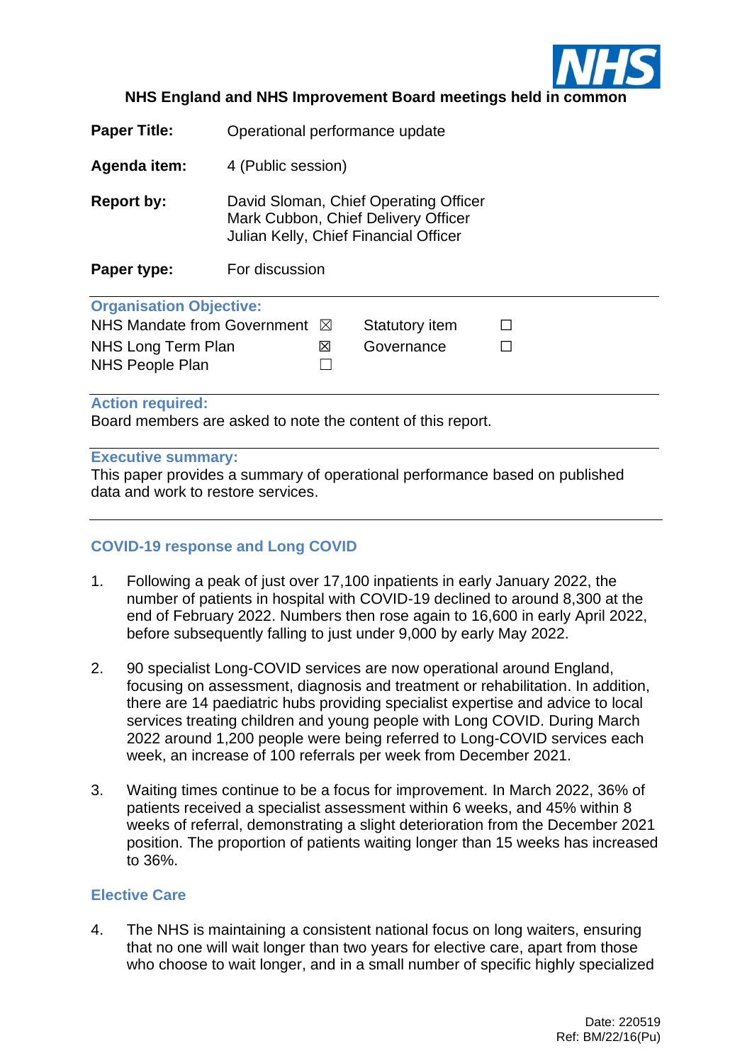**NHS England and NHS Improvement Board meetings held in common**

| | |
|---|---|
| **Paper Title:** | Operational performance update |
| **Agenda item:** | 4 (Public session) |
| **Report by:** | David Sloman, Chief Operating Officer<br>Mark Cubbon, Chief Delivery Officer<br>Julian Kelly, Chief Financial Officer |
| **Paper type:** | For discussion |

## Organisation Objective:

| | | | |
|---|---|---|---|
| NHS Mandate from Government | ☒ | Statutory item | ☐ |
| NHS Long Term Plan | ☒ | Governance | ☐ |
| NHS People Plan | ☐ | | |

## Action required:

Board members are asked to note the content of this report.

## Executive summary:

This paper provides a summary of operational performance based on published data and work to restore services.

## COVID-19 response and Long COVID

1. Following a peak of just over 17,100 inpatients in early January 2022, the number of patients in hospital with COVID-19 declined to around 8,300 at the end of February 2022. Numbers then rose again to 16,600 in early April 2022, before subsequently falling to just under 9,000 by early May 2022.

2. 90 specialist Long-COVID services are now operational around England, focusing on assessment, diagnosis and treatment or rehabilitation. In addition, there are 14 paediatric hubs providing specialist expertise and advice to local services treating children and young people with Long COVID. During March 2022 around 1,200 people were being referred to Long-COVID services each week, an increase of 100 referrals per week from December 2021.

3. Waiting times continue to be a focus for improvement. In March 2022, 36% of patients received a specialist assessment within 6 weeks, and 45% within 8 weeks of referral, demonstrating a slight deterioration from the December 2021 position. The proportion of patients waiting longer than 15 weeks has increased to 36%.

## Elective Care

4. The NHS is maintaining a consistent national focus on long waiters, ensuring that no one will wait longer than two years for elective care, apart from those who choose to wait longer, and in a small number of specific highly specialized

Date: 220519
Ref: BM/22/16(Pu)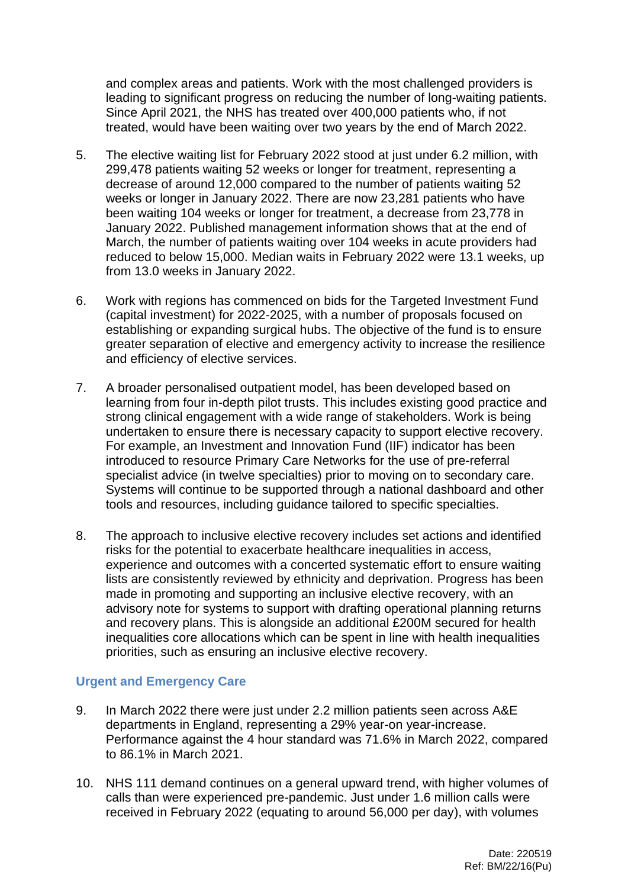and complex areas and patients. Work with the most challenged providers is leading to significant progress on reducing the number of long-waiting patients. Since April 2021, the NHS has treated over 400,000 patients who, if not treated, would have been waiting over two years by the end of March 2022.

5. The elective waiting list for February 2022 stood at just under 6.2 million, with 299,478 patients waiting 52 weeks or longer for treatment, representing a decrease of around 12,000 compared to the number of patients waiting 52 weeks or longer in January 2022. There are now 23,281 patients who have been waiting 104 weeks or longer for treatment, a decrease from 23,778 in January 2022. Published management information shows that at the end of March, the number of patients waiting over 104 weeks in acute providers had reduced to below 15,000. Median waits in February 2022 were 13.1 weeks, up from 13.0 weeks in January 2022.

6. Work with regions has commenced on bids for the Targeted Investment Fund (capital investment) for 2022-2025, with a number of proposals focused on establishing or expanding surgical hubs. The objective of the fund is to ensure greater separation of elective and emergency activity to increase the resilience and efficiency of elective services.

7. A broader personalised outpatient model, has been developed based on learning from four in-depth pilot trusts. This includes existing good practice and strong clinical engagement with a wide range of stakeholders. Work is being undertaken to ensure there is necessary capacity to support elective recovery. For example, an Investment and Innovation Fund (IIF) indicator has been introduced to resource Primary Care Networks for the use of pre-referral specialist advice (in twelve specialties) prior to moving on to secondary care. Systems will continue to be supported through a national dashboard and other tools and resources, including guidance tailored to specific specialties.

8. The approach to inclusive elective recovery includes set actions and identified risks for the potential to exacerbate healthcare inequalities in access, experience and outcomes with a concerted systematic effort to ensure waiting lists are consistently reviewed by ethnicity and deprivation. Progress has been made in promoting and supporting an inclusive elective recovery, with an advisory note for systems to support with drafting operational planning returns and recovery plans. This is alongside an additional £200M secured for health inequalities core allocations which can be spent in line with health inequalities priorities, such as ensuring an inclusive elective recovery.

### Urgent and Emergency Care

9. In March 2022 there were just under 2.2 million patients seen across A&E departments in England, representing a 29% year-on year-increase. Performance against the 4 hour standard was 71.6% in March 2022, compared to 86.1% in March 2021.

10. NHS 111 demand continues on a general upward trend, with higher volumes of calls than were experienced pre-pandemic. Just under 1.6 million calls were received in February 2022 (equating to around 56,000 per day), with volumes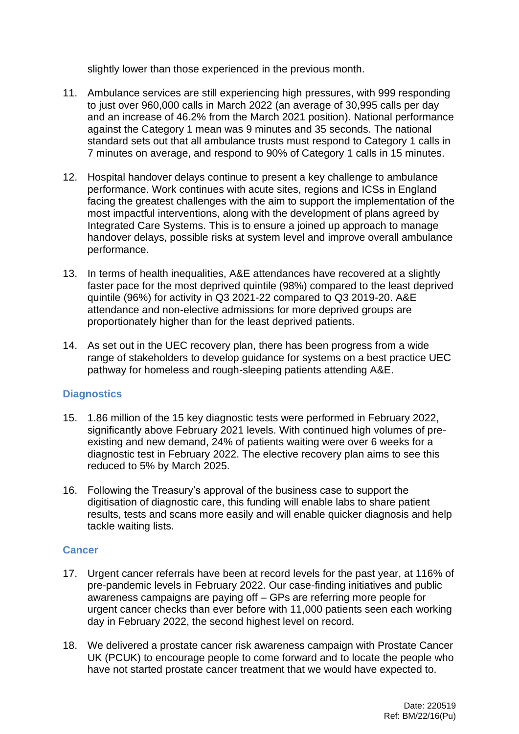slightly lower than those experienced in the previous month.

11. Ambulance services are still experiencing high pressures, with 999 responding to just over 960,000 calls in March 2022 (an average of 30,995 calls per day and an increase of 46.2% from the March 2021 position). National performance against the Category 1 mean was 9 minutes and 35 seconds. The national standard sets out that all ambulance trusts must respond to Category 1 calls in 7 minutes on average, and respond to 90% of Category 1 calls in 15 minutes.

12. Hospital handover delays continue to present a key challenge to ambulance performance. Work continues with acute sites, regions and ICSs in England facing the greatest challenges with the aim to support the implementation of the most impactful interventions, along with the development of plans agreed by Integrated Care Systems. This is to ensure a joined up approach to manage handover delays, possible risks at system level and improve overall ambulance performance.

13. In terms of health inequalities, A&E attendances have recovered at a slightly faster pace for the most deprived quintile (98%) compared to the least deprived quintile (96%) for activity in Q3 2021-22 compared to Q3 2019-20. A&E attendance and non-elective admissions for more deprived groups are proportionately higher than for the least deprived patients.

14. As set out in the UEC recovery plan, there has been progress from a wide range of stakeholders to develop guidance for systems on a best practice UEC pathway for homeless and rough-sleeping patients attending A&E.

### Diagnostics

15. 1.86 million of the 15 key diagnostic tests were performed in February 2022, significantly above February 2021 levels. With continued high volumes of pre-existing and new demand, 24% of patients waiting were over 6 weeks for a diagnostic test in February 2022. The elective recovery plan aims to see this reduced to 5% by March 2025.

16. Following the Treasury's approval of the business case to support the digitisation of diagnostic care, this funding will enable labs to share patient results, tests and scans more easily and will enable quicker diagnosis and help tackle waiting lists.

### Cancer

17. Urgent cancer referrals have been at record levels for the past year, at 116% of pre-pandemic levels in February 2022. Our case-finding initiatives and public awareness campaigns are paying off – GPs are referring more people for urgent cancer checks than ever before with 11,000 patients seen each working day in February 2022, the second highest level on record.

18. We delivered a prostate cancer risk awareness campaign with Prostate Cancer UK (PCUK) to encourage people to come forward and to locate the people who have not started prostate cancer treatment that we would have expected to.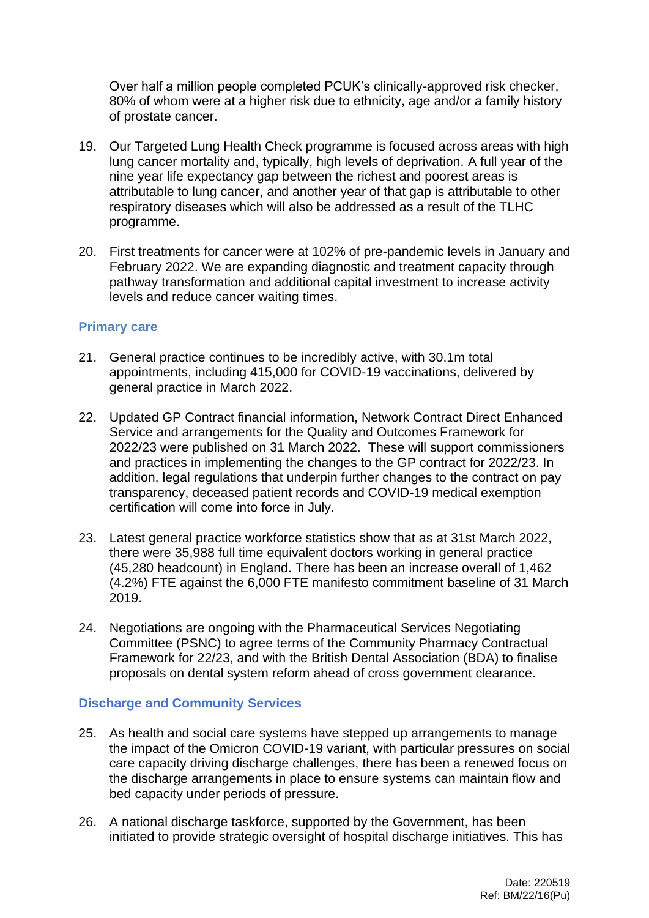Over half a million people completed PCUK's clinically-approved risk checker, 80% of whom were at a higher risk due to ethnicity, age and/or a family history of prostate cancer.

19. Our Targeted Lung Health Check programme is focused across areas with high lung cancer mortality and, typically, high levels of deprivation. A full year of the nine year life expectancy gap between the richest and poorest areas is attributable to lung cancer, and another year of that gap is attributable to other respiratory diseases which will also be addressed as a result of the TLHC programme.

20. First treatments for cancer were at 102% of pre-pandemic levels in January and February 2022. We are expanding diagnostic and treatment capacity through pathway transformation and additional capital investment to increase activity levels and reduce cancer waiting times.

### Primary care

21. General practice continues to be incredibly active, with 30.1m total appointments, including 415,000 for COVID-19 vaccinations, delivered by general practice in March 2022.

22. Updated GP Contract financial information, Network Contract Direct Enhanced Service and arrangements for the Quality and Outcomes Framework for 2022/23 were published on 31 March 2022. These will support commissioners and practices in implementing the changes to the GP contract for 2022/23. In addition, legal regulations that underpin further changes to the contract on pay transparency, deceased patient records and COVID-19 medical exemption certification will come into force in July.

23. Latest general practice workforce statistics show that as at 31st March 2022, there were 35,988 full time equivalent doctors working in general practice (45,280 headcount) in England. There has been an increase overall of 1,462 (4.2%) FTE against the 6,000 FTE manifesto commitment baseline of 31 March 2019.

24. Negotiations are ongoing with the Pharmaceutical Services Negotiating Committee (PSNC) to agree terms of the Community Pharmacy Contractual Framework for 22/23, and with the British Dental Association (BDA) to finalise proposals on dental system reform ahead of cross government clearance.

### Discharge and Community Services

25. As health and social care systems have stepped up arrangements to manage the impact of the Omicron COVID-19 variant, with particular pressures on social care capacity driving discharge challenges, there has been a renewed focus on the discharge arrangements in place to ensure systems can maintain flow and bed capacity under periods of pressure.

26. A national discharge taskforce, supported by the Government, has been initiated to provide strategic oversight of hospital discharge initiatives. This has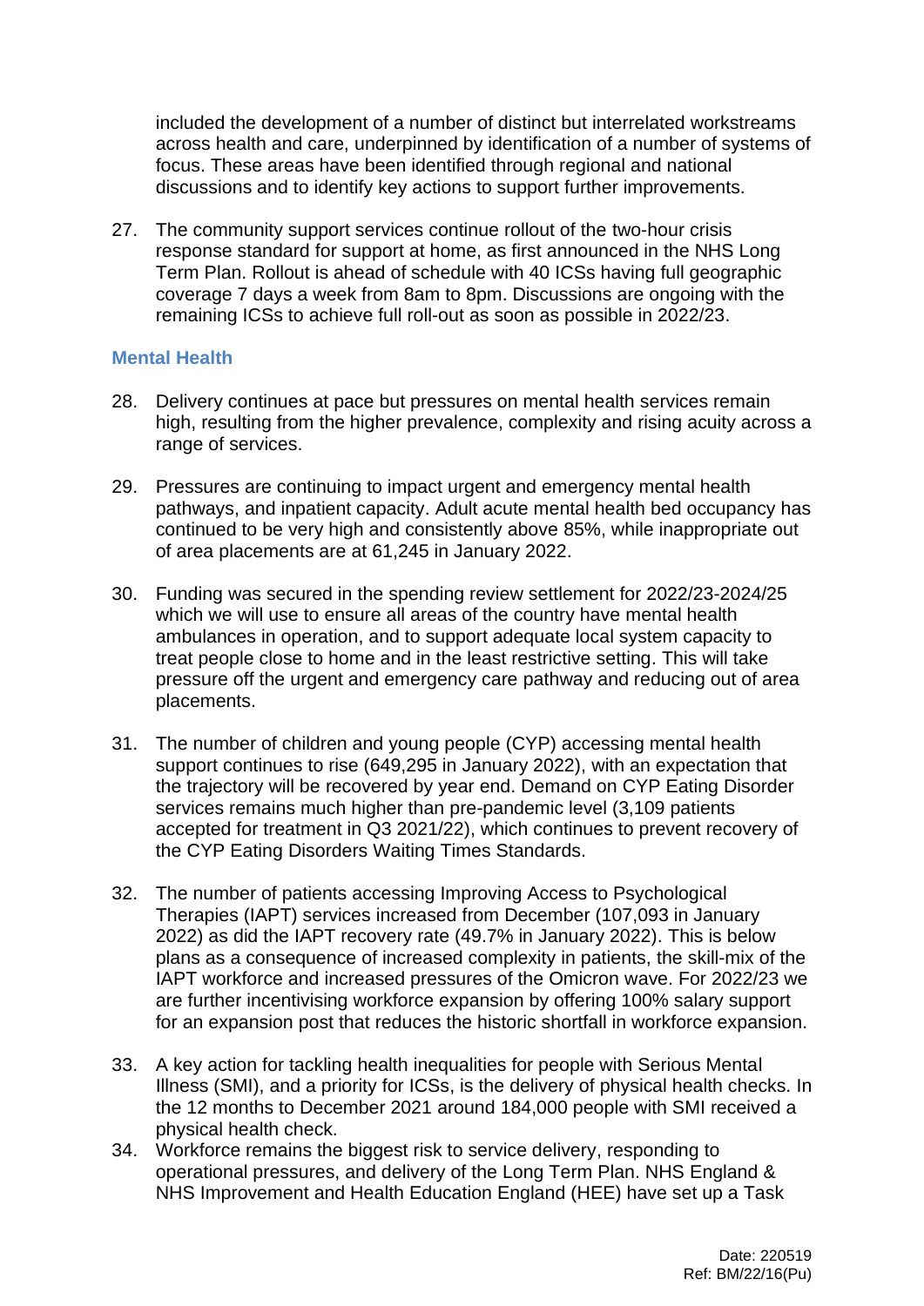included the development of a number of distinct but interrelated workstreams across health and care, underpinned by identification of a number of systems of focus. These areas have been identified through regional and national discussions and to identify key actions to support further improvements.

27. The community support services continue rollout of the two-hour crisis response standard for support at home, as first announced in the NHS Long Term Plan. Rollout is ahead of schedule with 40 ICSs having full geographic coverage 7 days a week from 8am to 8pm. Discussions are ongoing with the remaining ICSs to achieve full roll-out as soon as possible in 2022/23.

### Mental Health

28. Delivery continues at pace but pressures on mental health services remain high, resulting from the higher prevalence, complexity and rising acuity across a range of services.

29. Pressures are continuing to impact urgent and emergency mental health pathways, and inpatient capacity. Adult acute mental health bed occupancy has continued to be very high and consistently above 85%, while inappropriate out of area placements are at 61,245 in January 2022.

30. Funding was secured in the spending review settlement for 2022/23-2024/25 which we will use to ensure all areas of the country have mental health ambulances in operation, and to support adequate local system capacity to treat people close to home and in the least restrictive setting. This will take pressure off the urgent and emergency care pathway and reducing out of area placements.

31. The number of children and young people (CYP) accessing mental health support continues to rise (649,295 in January 2022), with an expectation that the trajectory will be recovered by year end. Demand on CYP Eating Disorder services remains much higher than pre-pandemic level (3,109 patients accepted for treatment in Q3 2021/22), which continues to prevent recovery of the CYP Eating Disorders Waiting Times Standards.

32. The number of patients accessing Improving Access to Psychological Therapies (IAPT) services increased from December (107,093 in January 2022) as did the IAPT recovery rate (49.7% in January 2022). This is below plans as a consequence of increased complexity in patients, the skill-mix of the IAPT workforce and increased pressures of the Omicron wave. For 2022/23 we are further incentivising workforce expansion by offering 100% salary support for an expansion post that reduces the historic shortfall in workforce expansion.

33. A key action for tackling health inequalities for people with Serious Mental Illness (SMI), and a priority for ICSs, is the delivery of physical health checks. In the 12 months to December 2021 around 184,000 people with SMI received a physical health check.

34. Workforce remains the biggest risk to service delivery, responding to operational pressures, and delivery of the Long Term Plan. NHS England & NHS Improvement and Health Education England (HEE) have set up a Task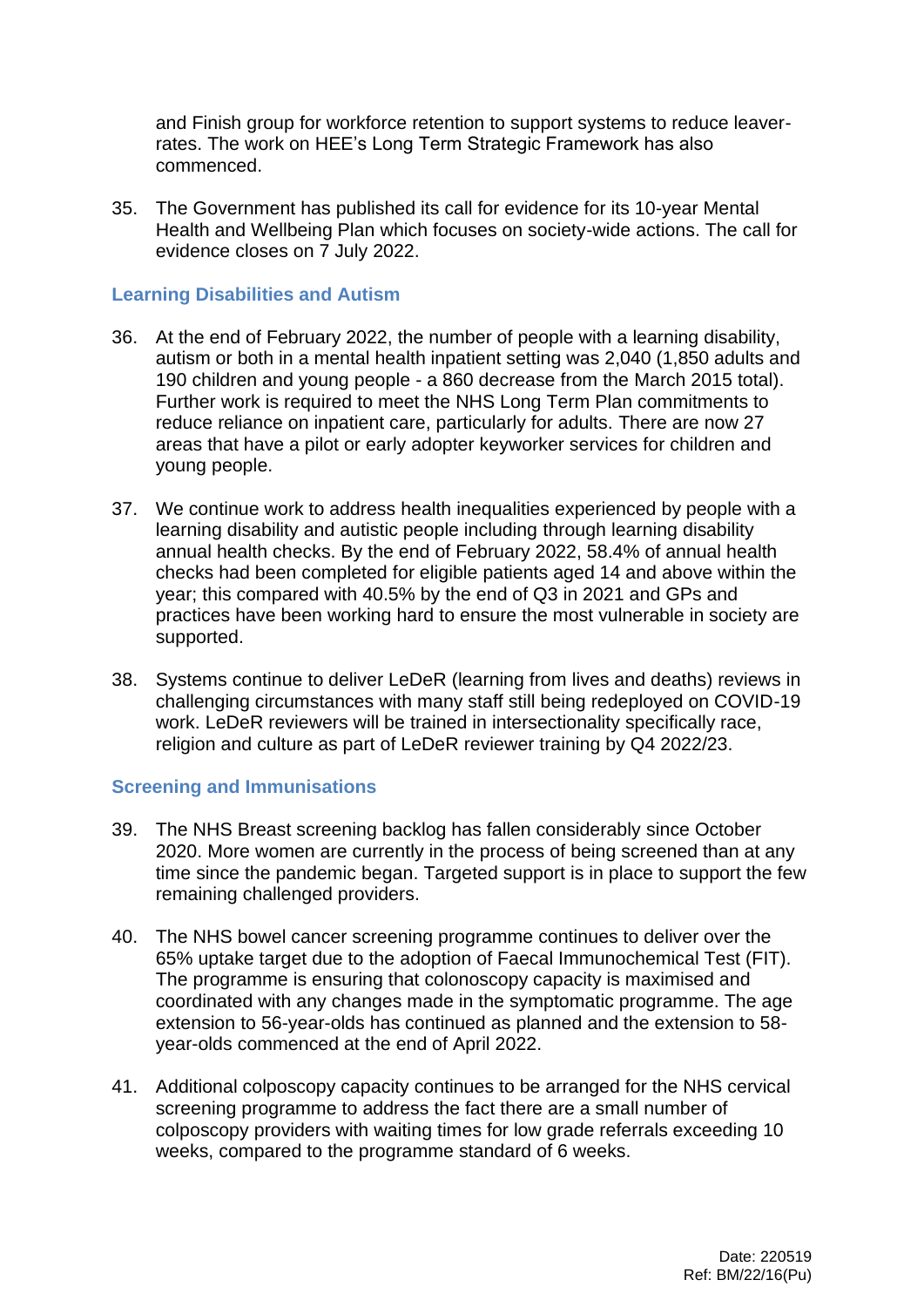and Finish group for workforce retention to support systems to reduce leaver-rates. The work on HEE's Long Term Strategic Framework has also commenced.

35. The Government has published its call for evidence for its 10-year Mental Health and Wellbeing Plan which focuses on society-wide actions. The call for evidence closes on 7 July 2022.

### Learning Disabilities and Autism

36. At the end of February 2022, the number of people with a learning disability, autism or both in a mental health inpatient setting was 2,040 (1,850 adults and 190 children and young people - a 860 decrease from the March 2015 total). Further work is required to meet the NHS Long Term Plan commitments to reduce reliance on inpatient care, particularly for adults. There are now 27 areas that have a pilot or early adopter keyworker services for children and young people.

37. We continue work to address health inequalities experienced by people with a learning disability and autistic people including through learning disability annual health checks. By the end of February 2022, 58.4% of annual health checks had been completed for eligible patients aged 14 and above within the year; this compared with 40.5% by the end of Q3 in 2021 and GPs and practices have been working hard to ensure the most vulnerable in society are supported.

38. Systems continue to deliver LeDeR (learning from lives and deaths) reviews in challenging circumstances with many staff still being redeployed on COVID-19 work. LeDeR reviewers will be trained in intersectionality specifically race, religion and culture as part of LeDeR reviewer training by Q4 2022/23.

### Screening and Immunisations

39. The NHS Breast screening backlog has fallen considerably since October 2020. More women are currently in the process of being screened than at any time since the pandemic began. Targeted support is in place to support the few remaining challenged providers.

40. The NHS bowel cancer screening programme continues to deliver over the 65% uptake target due to the adoption of Faecal Immunochemical Test (FIT). The programme is ensuring that colonoscopy capacity is maximised and coordinated with any changes made in the symptomatic programme. The age extension to 56-year-olds has continued as planned and the extension to 58-year-olds commenced at the end of April 2022.

41. Additional colposcopy capacity continues to be arranged for the NHS cervical screening programme to address the fact there are a small number of colposcopy providers with waiting times for low grade referrals exceeding 10 weeks, compared to the programme standard of 6 weeks.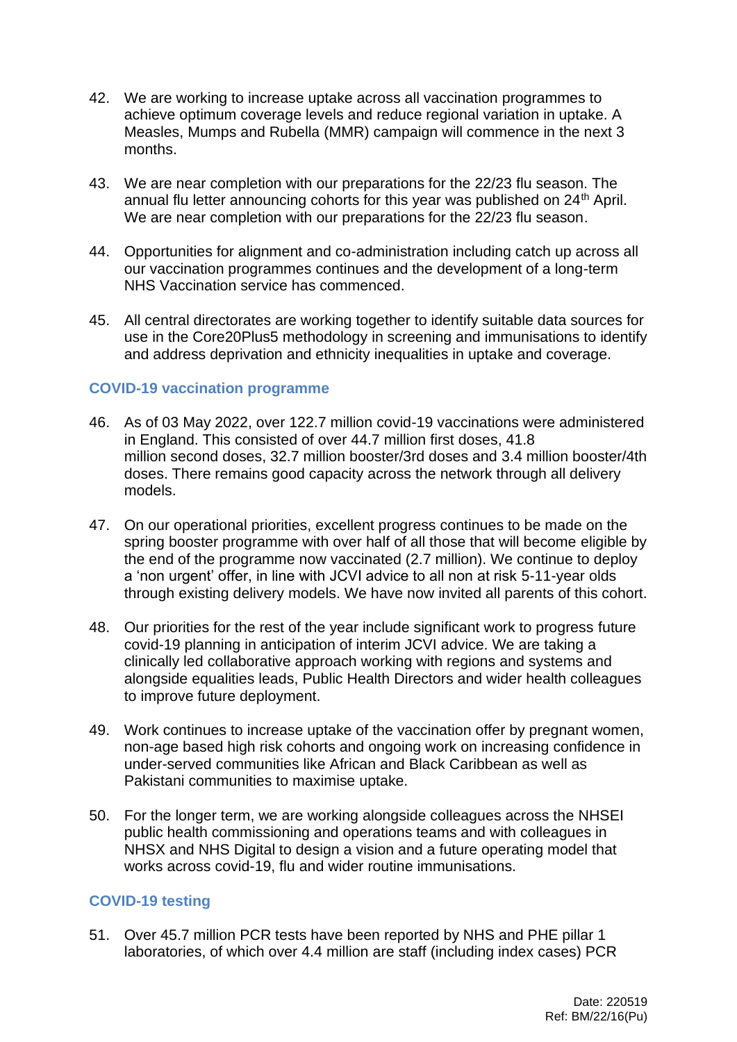42. We are working to increase uptake across all vaccination programmes to achieve optimum coverage levels and reduce regional variation in uptake. A Measles, Mumps and Rubella (MMR) campaign will commence in the next 3 months.

43. We are near completion with our preparations for the 22/23 flu season. The annual flu letter announcing cohorts for this year was published on 24th April. We are near completion with our preparations for the 22/23 flu season.

44. Opportunities for alignment and co-administration including catch up across all our vaccination programmes continues and the development of a long-term NHS Vaccination service has commenced.

45. All central directorates are working together to identify suitable data sources for use in the Core20Plus5 methodology in screening and immunisations to identify and address deprivation and ethnicity inequalities in uptake and coverage.

### COVID-19 vaccination programme

46. As of 03 May 2022, over 122.7 million covid-19 vaccinations were administered in England. This consisted of over 44.7 million first doses, 41.8 million second doses, 32.7 million booster/3rd doses and 3.4 million booster/4th doses. There remains good capacity across the network through all delivery models.

47. On our operational priorities, excellent progress continues to be made on the spring booster programme with over half of all those that will become eligible by the end of the programme now vaccinated (2.7 million). We continue to deploy a 'non urgent' offer, in line with JCVI advice to all non at risk 5-11-year olds through existing delivery models. We have now invited all parents of this cohort.

48. Our priorities for the rest of the year include significant work to progress future covid-19 planning in anticipation of interim JCVI advice. We are taking a clinically led collaborative approach working with regions and systems and alongside equalities leads, Public Health Directors and wider health colleagues to improve future deployment.

49. Work continues to increase uptake of the vaccination offer by pregnant women, non-age based high risk cohorts and ongoing work on increasing confidence in under-served communities like African and Black Caribbean as well as Pakistani communities to maximise uptake.

50. For the longer term, we are working alongside colleagues across the NHSEI public health commissioning and operations teams and with colleagues in NHSX and NHS Digital to design a vision and a future operating model that works across covid-19, flu and wider routine immunisations.

### COVID-19 testing

51. Over 45.7 million PCR tests have been reported by NHS and PHE pillar 1 laboratories, of which over 4.4 million are staff (including index cases) PCR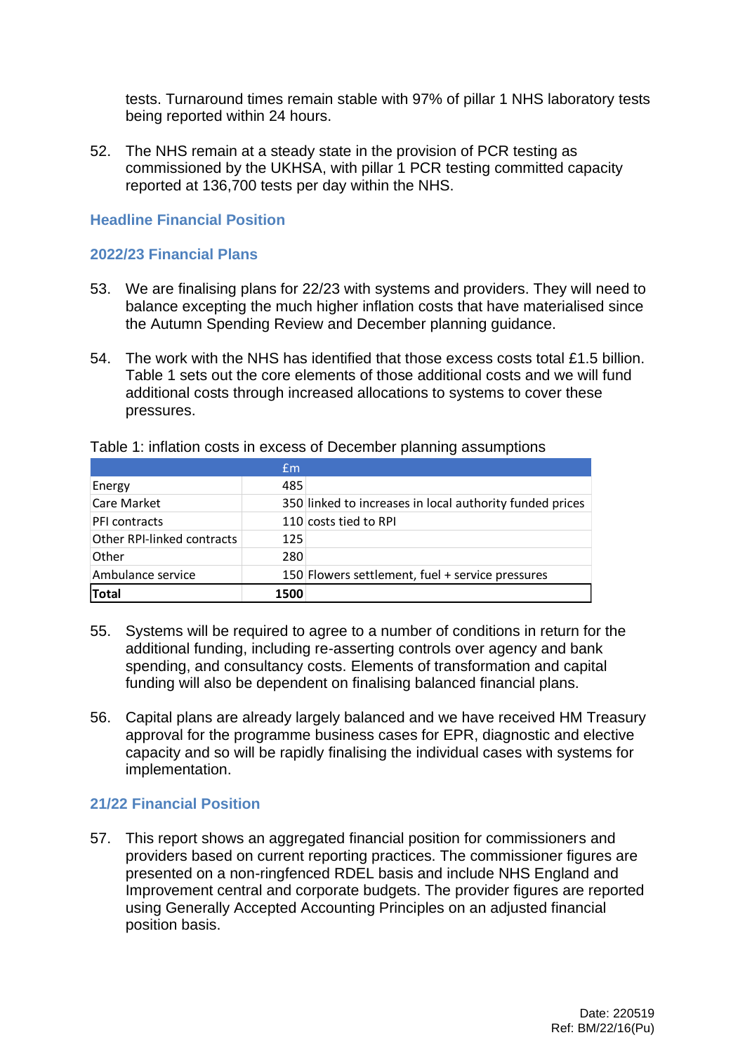tests. Turnaround times remain stable with 97% of pillar 1 NHS laboratory tests being reported within 24 hours.

52. The NHS remain at a steady state in the provision of PCR testing as commissioned by the UKHSA, with pillar 1 PCR testing committed capacity reported at 136,700 tests per day within the NHS.

### Headline Financial Position

### 2022/23 Financial Plans

53. We are finalising plans for 22/23 with systems and providers. They will need to balance excepting the much higher inflation costs that have materialised since the Autumn Spending Review and December planning guidance.

54. The work with the NHS has identified that those excess costs total £1.5 billion. Table 1 sets out the core elements of those additional costs and we will fund additional costs through increased allocations to systems to cover these pressures.

Table 1: inflation costs in excess of December planning assumptions

| | £m | |
|---|---|---|
| Energy | 485 | |
| Care Market | 350 | linked to increases in local authority funded prices |
| PFI contracts | 110 | costs tied to RPI |
| Other RPI-linked contracts | 125 | |
| Other | 280 | |
| Ambulance service | 150 | Flowers settlement, fuel + service pressures |
| **Total** | **1500** | |

55. Systems will be required to agree to a number of conditions in return for the additional funding, including re-asserting controls over agency and bank spending, and consultancy costs. Elements of transformation and capital funding will also be dependent on finalising balanced financial plans.

56. Capital plans are already largely balanced and we have received HM Treasury approval for the programme business cases for EPR, diagnostic and elective capacity and so will be rapidly finalising the individual cases with systems for implementation.

### 21/22 Financial Position

57. This report shows an aggregated financial position for commissioners and providers based on current reporting practices. The commissioner figures are presented on a non-ringfenced RDEL basis and include NHS England and Improvement central and corporate budgets. The provider figures are reported using Generally Accepted Accounting Principles on an adjusted financial position basis.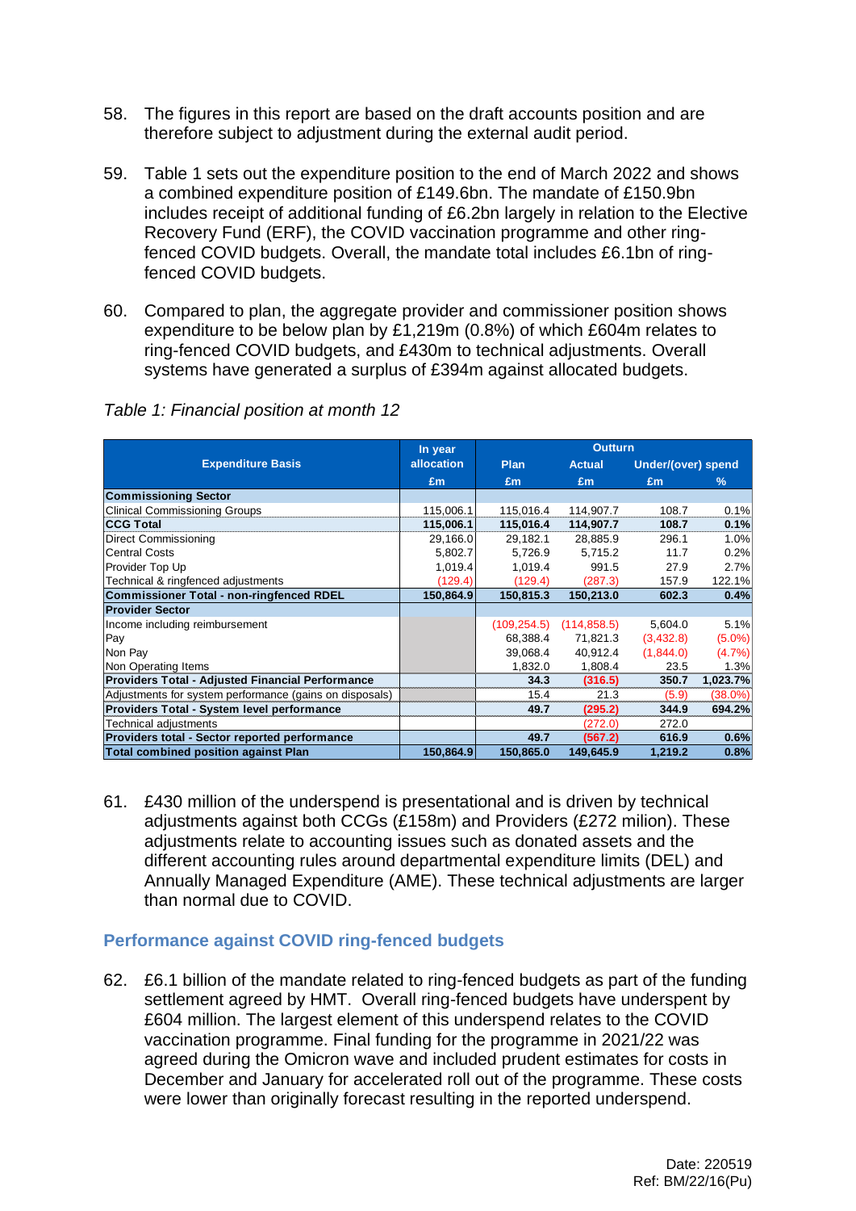58. The figures in this report are based on the draft accounts position and are therefore subject to adjustment during the external audit period.

59. Table 1 sets out the expenditure position to the end of March 2022 and shows a combined expenditure position of £149.6bn. The mandate of £150.9bn includes receipt of additional funding of £6.2bn largely in relation to the Elective Recovery Fund (ERF), the COVID vaccination programme and other ring-fenced COVID budgets. Overall, the mandate total includes £6.1bn of ring-fenced COVID budgets.

60. Compared to plan, the aggregate provider and commissioner position shows expenditure to be below plan by £1,219m (0.8%) of which £604m relates to ring-fenced COVID budgets, and £430m to technical adjustments. Overall systems have generated a surplus of £394m against allocated budgets.

*Table 1: Financial position at month 12*

| Expenditure Basis | In year allocation | Outturn | | | |
|---|---|---|---|---|---|
| | | Plan | Actual | Under/(over) spend | |
| | £m | £m | £m | £m | % |
| **Commissioning Sector** | | | | | |
| Clinical Commissioning Groups | 115,006.1 | 115,016.4 | 114,907.7 | 108.7 | 0.1% |
| **CCG Total** | **115,006.1** | **115,016.4** | **114,907.7** | **108.7** | **0.1%** |
| Direct Commissioning | 29,166.0 | 29,182.1 | 28,885.9 | 296.1 | 1.0% |
| Central Costs | 5,802.7 | 5,726.9 | 5,715.2 | 11.7 | 0.2% |
| Provider Top Up | 1,019.4 | 1,019.4 | 991.5 | 27.9 | 2.7% |
| Technical & ringfenced adjustments | (129.4) | (129.4) | (287.3) | 157.9 | 122.1% |
| **Commissioner Total - non-ringfenced RDEL** | **150,864.9** | **150,815.3** | **150,213.0** | **602.3** | **0.4%** |
| **Provider Sector** | | | | | |
| Income including reimbursement | | (109,254.5) | (114,858.5) | 5,604.0 | 5.1% |
| Pay | | 68,388.4 | 71,821.3 | (3,432.8) | (5.0%) |
| Non Pay | | 39,068.4 | 40,912.4 | (1,844.0) | (4.7%) |
| Non Operating Items | | 1,832.0 | 1,808.4 | 23.5 | 1.3% |
| **Providers Total - Adjusted Financial Performance** | | **34.3** | **(316.5)** | **350.7** | **1,023.7%** |
| Adjustments for system performance (gains on disposals) | | 15.4 | 21.3 | (5.9) | (38.0%) |
| **Providers Total - System level performance** | | **49.7** | **(295.2)** | **344.9** | **694.2%** |
| Technical adjustments | | | (272.0) | 272.0 | |
| **Providers total - Sector reported performance** | | **49.7** | **(567.2)** | **616.9** | **0.6%** |
| **Total combined position against Plan** | **150,864.9** | **150,865.0** | **149,645.9** | **1,219.2** | **0.8%** |

61. £430 million of the underspend is presentational and is driven by technical adjustments against both CCGs (£158m) and Providers (£272 milion). These adjustments relate to accounting issues such as donated assets and the different accounting rules around departmental expenditure limits (DEL) and Annually Managed Expenditure (AME). These technical adjustments are larger than normal due to COVID.

### Performance against COVID ring-fenced budgets

62. £6.1 billion of the mandate related to ring-fenced budgets as part of the funding settlement agreed by HMT. Overall ring-fenced budgets have underspend by £604 million. The largest element of this underspend relates to the COVID vaccination programme. Final funding for the programme in 2021/22 was agreed during the Omicron wave and included prudent estimates for costs in December and January for accelerated roll out of the programme. These costs were lower than originally forecast resulting in the reported underspend.

Date: 220519
Ref: BM/22/16(Pu)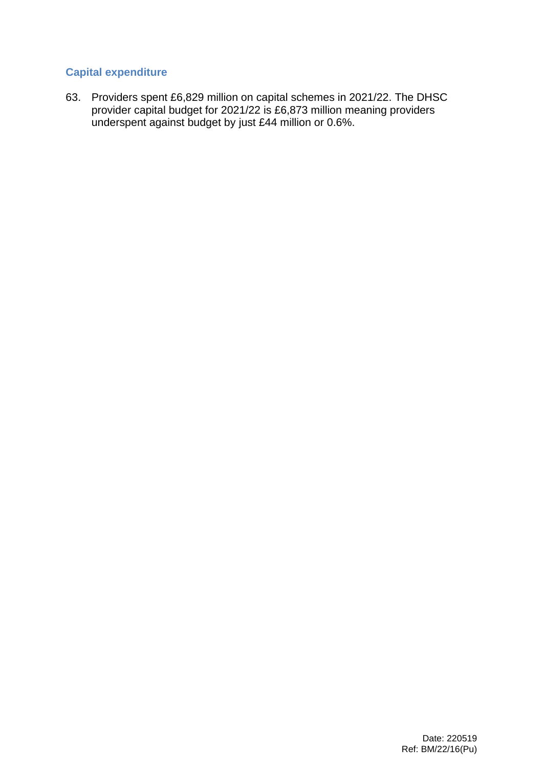## Capital expenditure

63. Providers spent £6,829 million on capital schemes in 2021/22. The DHSC provider capital budget for 2021/22 is £6,873 million meaning providers underspent against budget by just £44 million or 0.6%.

Date: 220519
Ref: BM/22/16(Pu)